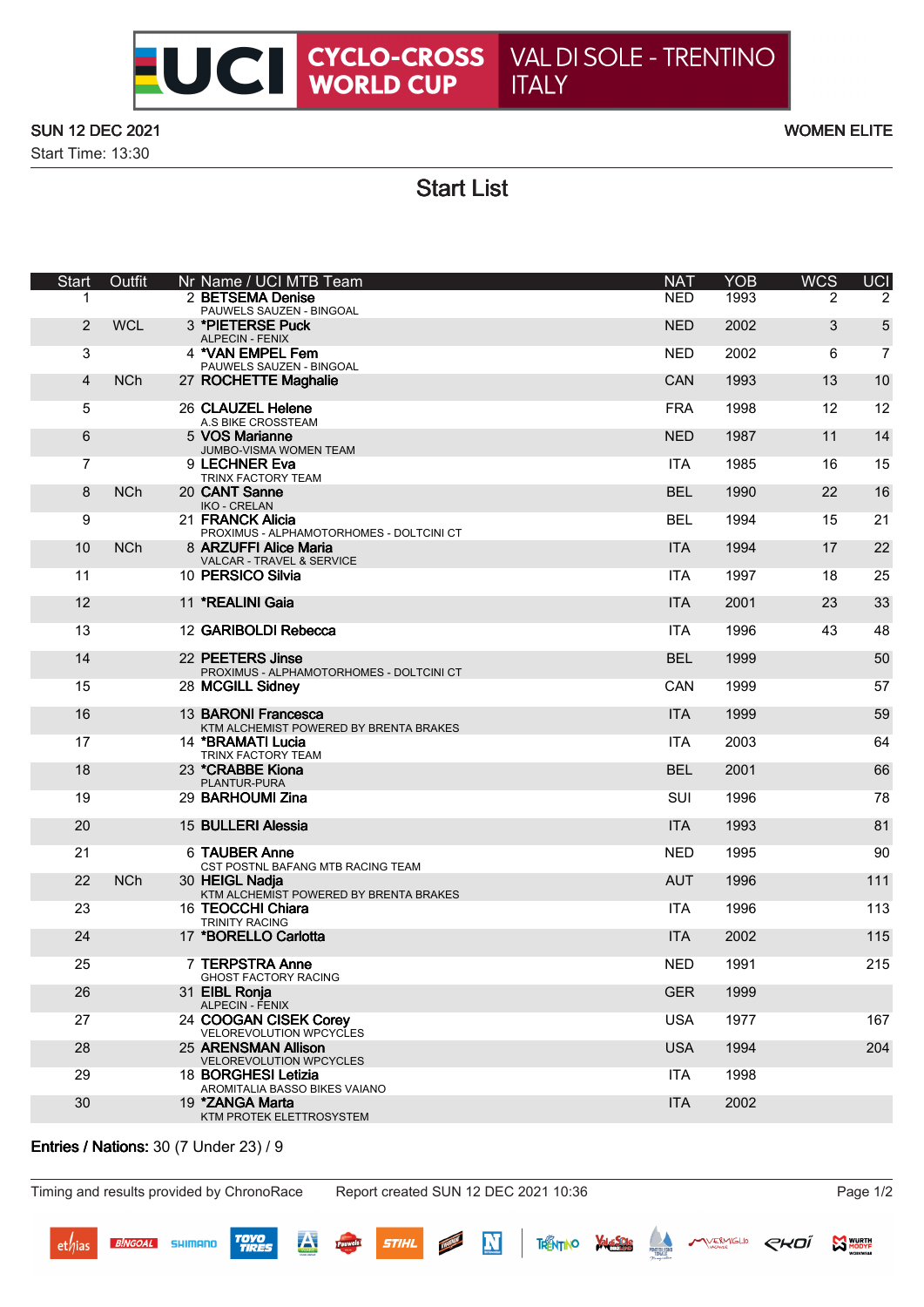# UCI CYCLO-CROSS WORLD CUP VAL DI SOLE - TRENTINO ITALY

SUN 12 DEC 2021 WOMEN ELITE

Start Time: 13:30

## Start List

| Start | Outfit | Nr | Name / UCI MTB Team | NAT | YOB | WCS | UCI |
|---|---|---|---|---|---|---|---|
| 1 | | 2 | **BETSEMA Denise**<br>PAUWELS SAUZEN - BINGOAL | NED | 1993 | 2 | 2 |
| 2 | WCL | 3 | **\*PIETERSE Puck**<br>ALPECIN - FENIX | NED | 2002 | 3 | 5 |
| 3 | | 4 | **\*VAN EMPEL Fem**<br>PAUWELS SAUZEN - BINGOAL | NED | 2002 | 6 | 7 |
| 4 | NCh | 27 | **ROCHETTE Maghalie** | CAN | 1993 | 13 | 10 |
| 5 | | 26 | **CLAUZEL Helene**<br>A.S BIKE CROSSTEAM | FRA | 1998 | 12 | 12 |
| 6 | | 5 | **VOS Marianne**<br>JUMBO-VISMA WOMEN TEAM | NED | 1987 | 11 | 14 |
| 7 | | 9 | **LECHNER Eva**<br>TRINX FACTORY TEAM | ITA | 1985 | 16 | 15 |
| 8 | NCh | 20 | **CANT Sanne**<br>IKO - CRELAN | BEL | 1990 | 22 | 16 |
| 9 | | 21 | **FRANCK Alicia**<br>PROXIMUS - ALPHAMOTORHOMES - DOLTCINI CT | BEL | 1994 | 15 | 21 |
| 10 | NCh | 8 | **ARZUFFI Alice Maria**<br>VALCAR - TRAVEL & SERVICE | ITA | 1994 | 17 | 22 |
| 11 | | 10 | **PERSICO Silvia** | ITA | 1997 | 18 | 25 |
| 12 | | 11 | **\*REALINI Gaia** | ITA | 2001 | 23 | 33 |
| 13 | | 12 | **GARIBOLDI Rebecca** | ITA | 1996 | 43 | 48 |
| 14 | | 22 | **PEETERS Jinse**<br>PROXIMUS - ALPHAMOTORHOMES - DOLTCINI CT | BEL | 1999 | | 50 |
| 15 | | 28 | **MCGILL Sidney** | CAN | 1999 | | 57 |
| 16 | | 13 | **BARONI Francesca**<br>KTM ALCHEMIST POWERED BY BRENTA BRAKES | ITA | 1999 | | 59 |
| 17 | | 14 | **\*BRAMATI Lucia**<br>TRINX FACTORY TEAM | ITA | 2003 | | 64 |
| 18 | | 23 | **\*CRABBE Kiona**<br>PLANTUR-PURA | BEL | 2001 | | 66 |
| 19 | | 29 | **BARHOUMI Zina** | SUI | 1996 | | 78 |
| 20 | | 15 | **BULLERI Alessia** | ITA | 1993 | | 81 |
| 21 | | 6 | **TAUBER Anne**<br>CST POSTNL BAFANG MTB RACING TEAM | NED | 1995 | | 90 |
| 22 | NCh | 30 | **HEIGL Nadja**<br>KTM ALCHEMIST POWERED BY BRENTA BRAKES | AUT | 1996 | | 111 |
| 23 | | 16 | **TEOCCHI Chiara**<br>TRINITY RACING | ITA | 1996 | | 113 |
| 24 | | 17 | **\*BORELLO Carlotta** | ITA | 2002 | | 115 |
| 25 | | 7 | **TERPSTRA Anne**<br>GHOST FACTORY RACING | NED | 1991 | | 215 |
| 26 | | 31 | **EIBL Ronja**<br>ALPECIN - FENIX | GER | 1999 | | |
| 27 | | 24 | **COOGAN CISEK Corey**<br>VELOREVOLUTION WPCYCLES | USA | 1977 | | 167 |
| 28 | | 25 | **ARENSMAN Allison**<br>VELOREVOLUTION WPCYCLES | USA | 1994 | | 204 |
| 29 | | 18 | **BORGHESI Letizia**<br>AROMITALIA BASSO BIKES VAIANO | ITA | 1998 | | |
| 30 | | 19 | **\*ZANGA Marta**<br>KTM PROTEK ELETTROSYSTEM | ITA | 2002 | | |

**Entries / Nations:** 30 (7 Under 23) / 9

Timing and results provided by ChronoRace    Report created SUN 12 DEC 2021 10:36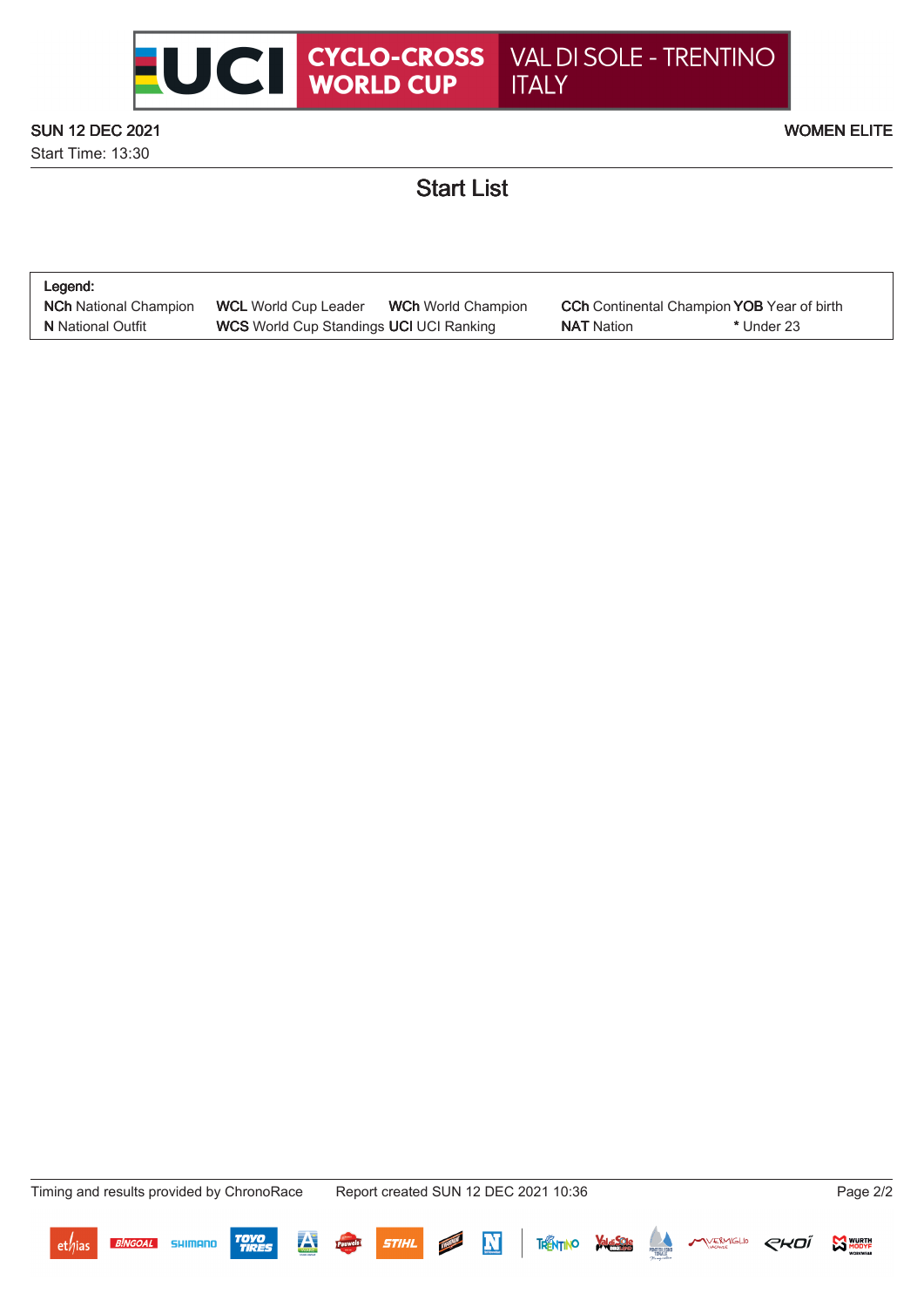UCI CYCLO-CROSS WORLD CUP VAL DI SOLE - TRENTINO ITALY

SUN 12 DEC 2021

WOMEN ELITE

Start Time: 13:30

# Start List

Legend:

| | | | | |
|---|---|---|---|---|
| **NCh** National Champion | **WCL** World Cup Leader | **WCh** World Champion | **CCh** Continental Champion | **YOB** Year of birth |
| **N** National Outfit | **WCS** World Cup Standings | **UCI** UCI Ranking | **NAT** Nation | * Under 23 |

Timing and results provided by ChronoRace

Report created SUN 12 DEC 2021 10:36